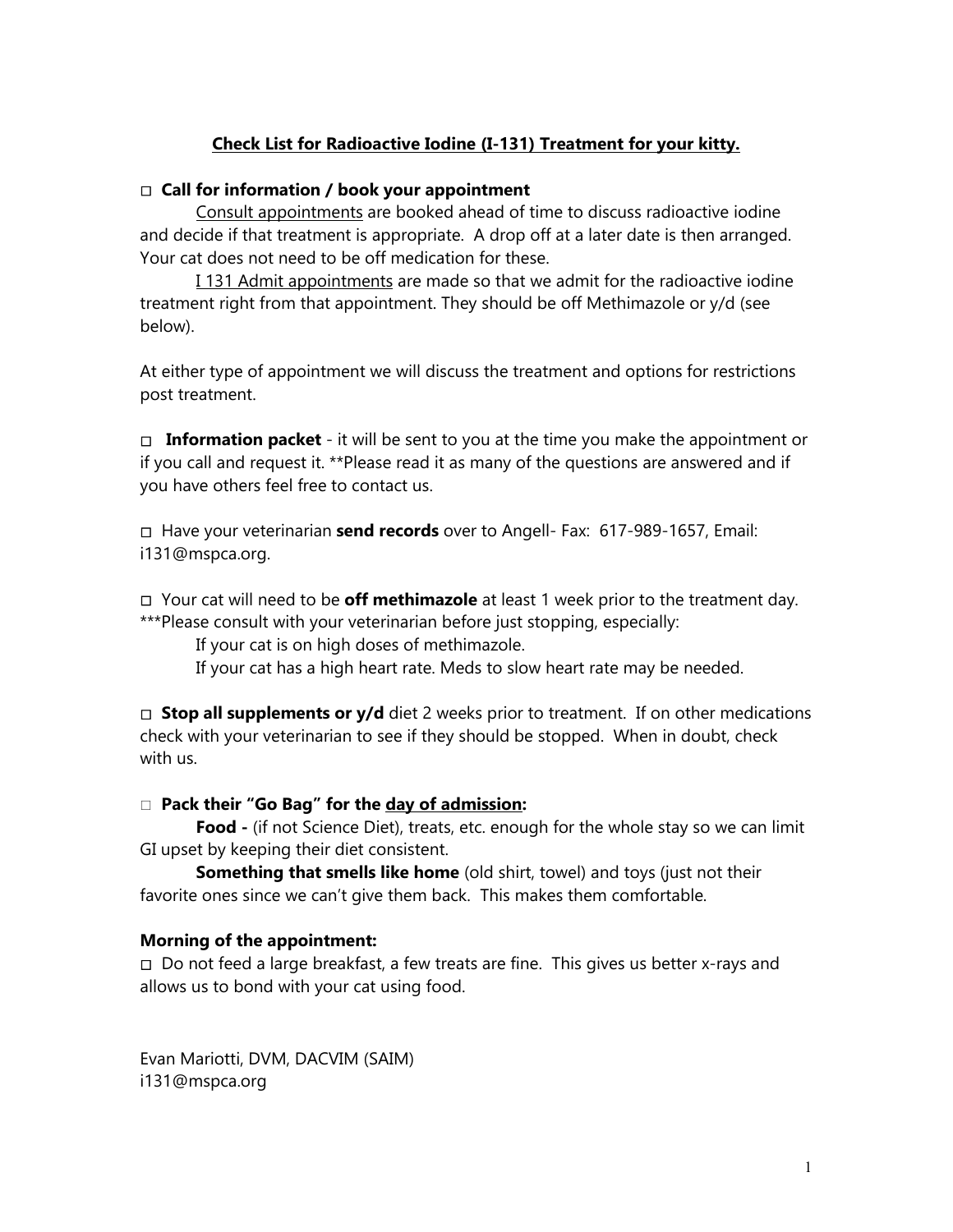## **Check List for Radioactive Iodine (I-131) Treatment for your kitty.**

◻ **Call for information / book your appointment**

Consult appointments are booked ahead of time to discuss radioactive iodine and decide if that treatment is appropriate. A drop off at a later date is then arranged. Your cat does not need to be off medication for these.

I 131 Admit appointments are made so that we admit for the radioactive iodine treatment right from that appointment. They should be off Methimazole or y/d (see below).

At either type of appointment we will discuss the treatment and options for restrictions post treatment.

◻ **Information packet** - it will be sent to you at the time you make the appointment or if you call and request it. **Please read it as many of the questions are answered and if you have others feel free to contact us.

◻ Have your veterinarian **send records** over to Angell- Fax: 617-989-1657, Email: i131@mspca.org.

◻ Your cat will need to be **off methimazole** at least 1 week prior to the treatment day. ***Please consult with your veterinarian before just stopping, especially:

If your cat is on high doses of methimazole.

If your cat has a high heart rate. Meds to slow heart rate may be needed.

◻ **Stop all supplements or y/d** diet 2 weeks prior to treatment. If on other medications check with your veterinarian to see if they should be stopped. When in doubt, check with us.

◻ **Pack their "Go Bag" for the day of admission:**

**Food -** (if not Science Diet), treats, etc. enough for the whole stay so we can limit GI upset by keeping their diet consistent.

**Something that smells like home** (old shirt, towel) and toys (just not their favorite ones since we can't give them back. This makes them comfortable.

**Morning of the appointment:**

◻ Do not feed a large breakfast, a few treats are fine. This gives us better x-rays and allows us to bond with your cat using food.

Evan Mariotti, DVM, DACVIM (SAIM)
i131@mspca.org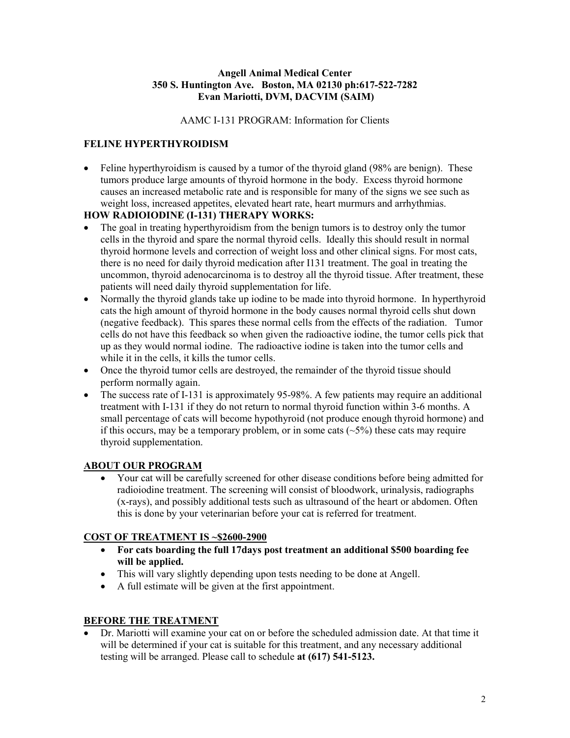**Angell Animal Medical Center**
**350 S. Huntington Ave. Boston, MA 02130 ph:617-522-7282**
**Evan Mariotti, DVM, DACVIM (SAIM)**

AAMC I-131 PROGRAM: Information for Clients

## FELINE HYPERTHYROIDISM

- Feline hyperthyroidism is caused by a tumor of the thyroid gland (98% are benign). These tumors produce large amounts of thyroid hormone in the body. Excess thyroid hormone causes an increased metabolic rate and is responsible for many of the signs we see such as weight loss, increased appetites, elevated heart rate, heart murmurs and arrhythmias.

## HOW RADIOIODINE (I-131) THERAPY WORKS:

- The goal in treating hyperthyroidism from the benign tumors is to destroy only the tumor cells in the thyroid and spare the normal thyroid cells. Ideally this should result in normal thyroid hormone levels and correction of weight loss and other clinical signs. For most cats, there is no need for daily thyroid medication after I131 treatment. The goal in treating the uncommon, thyroid adenocarcinoma is to destroy all the thyroid tissue. After treatment, these patients will need daily thyroid supplementation for life.
- Normally the thyroid glands take up iodine to be made into thyroid hormone. In hyperthyroid cats the high amount of thyroid hormone in the body causes normal thyroid cells shut down (negative feedback). This spares these normal cells from the effects of the radiation. Tumor cells do not have this feedback so when given the radioactive iodine, the tumor cells pick that up as they would normal iodine. The radioactive iodine is taken into the tumor cells and while it in the cells, it kills the tumor cells.
- Once the thyroid tumor cells are destroyed, the remainder of the thyroid tissue should perform normally again.
- The success rate of I-131 is approximately 95-98%. A few patients may require an additional treatment with I-131 if they do not return to normal thyroid function within 3-6 months. A small percentage of cats will become hypothyroid (not produce enough thyroid hormone) and if this occurs, may be a temporary problem, or in some cats (~5%) these cats may require thyroid supplementation.

## ABOUT OUR PROGRAM

- Your cat will be carefully screened for other disease conditions before being admitted for radioiodine treatment. The screening will consist of bloodwork, urinalysis, radiographs (x-rays), and possibly additional tests such as ultrasound of the heart or abdomen. Often this is done by your veterinarian before your cat is referred for treatment.

## COST OF TREATMENT IS ~$2600-2900

- **For cats boarding the full 17days post treatment an additional $500 boarding fee will be applied.**
- This will vary slightly depending upon tests needing to be done at Angell.
- A full estimate will be given at the first appointment.

## BEFORE THE TREATMENT

- Dr. Mariotti will examine your cat on or before the scheduled admission date. At that time it will be determined if your cat is suitable for this treatment, and any necessary additional testing will be arranged. Please call to schedule **at (617) 541-5123.**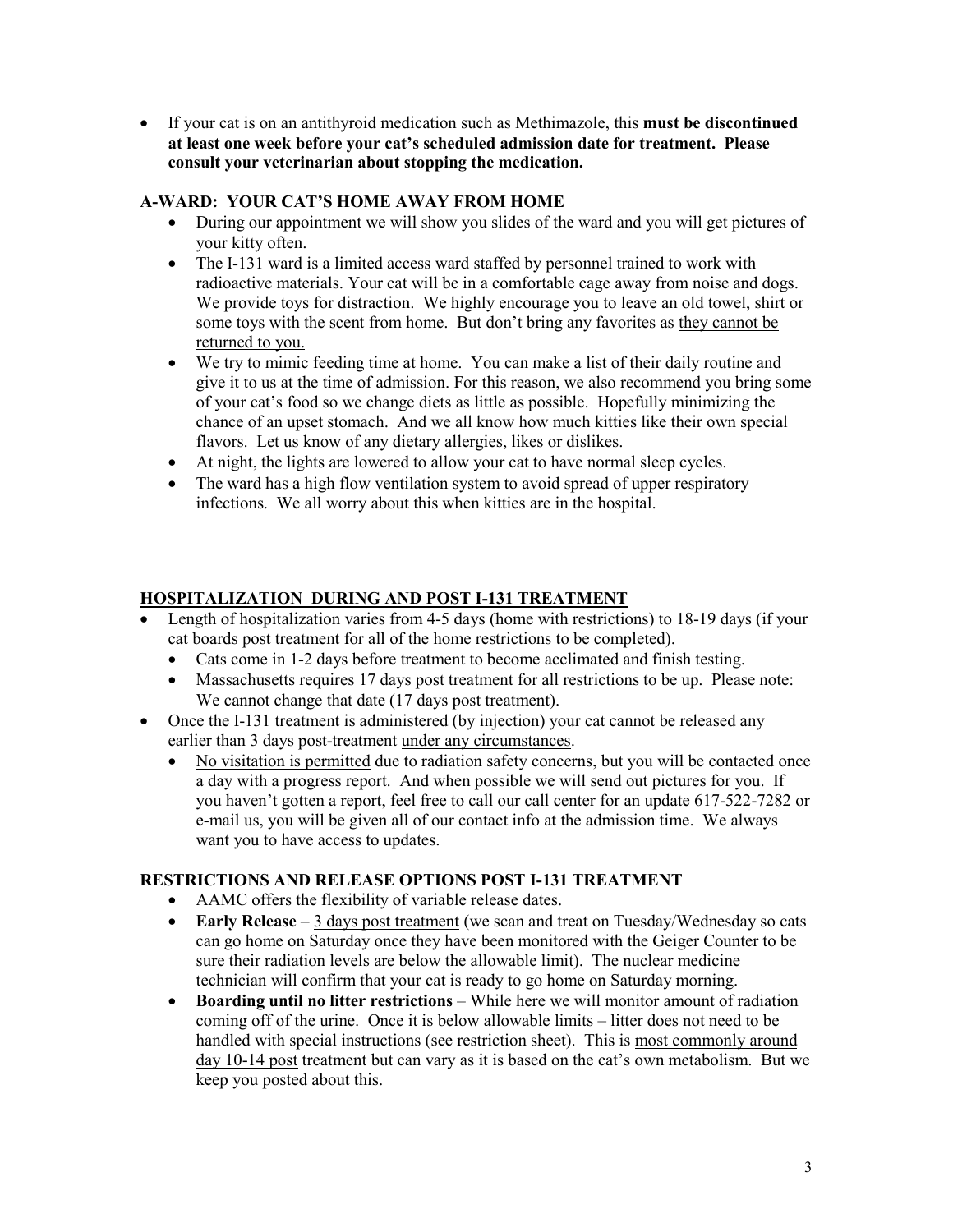- If your cat is on an antithyroid medication such as Methimazole, this **must be discontinued at least one week before your cat's scheduled admission date for treatment. Please consult your veterinarian about stopping the medication.**

### A-WARD: YOUR CAT'S HOME AWAY FROM HOME

- During our appointment we will show you slides of the ward and you will get pictures of your kitty often.
- The I-131 ward is a limited access ward staffed by personnel trained to work with radioactive materials. Your cat will be in a comfortable cage away from noise and dogs. We provide toys for distraction. We highly encourage you to leave an old towel, shirt or some toys with the scent from home. But don't bring any favorites as they cannot be returned to you.
- We try to mimic feeding time at home. You can make a list of their daily routine and give it to us at the time of admission. For this reason, we also recommend you bring some of your cat's food so we change diets as little as possible. Hopefully minimizing the chance of an upset stomach. And we all know how much kitties like their own special flavors. Let us know of any dietary allergies, likes or dislikes.
- At night, the lights are lowered to allow your cat to have normal sleep cycles.
- The ward has a high flow ventilation system to avoid spread of upper respiratory infections. We all worry about this when kitties are in the hospital.

### HOSPITALIZATION DURING AND POST I-131 TREATMENT

- Length of hospitalization varies from 4-5 days (home with restrictions) to 18-19 days (if your cat boards post treatment for all of the home restrictions to be completed).
  - Cats come in 1-2 days before treatment to become acclimated and finish testing.
  - Massachusetts requires 17 days post treatment for all restrictions to be up. Please note: We cannot change that date (17 days post treatment).
- Once the I-131 treatment is administered (by injection) your cat cannot be released any earlier than 3 days post-treatment under any circumstances.
  - No visitation is permitted due to radiation safety concerns, but you will be contacted once a day with a progress report. And when possible we will send out pictures for you. If you haven't gotten a report, feel free to call our call center for an update 617-522-7282 or e-mail us, you will be given all of our contact info at the admission time. We always want you to have access to updates.

### RESTRICTIONS AND RELEASE OPTIONS POST I-131 TREATMENT

- AAMC offers the flexibility of variable release dates.
- **Early Release** – 3 days post treatment (we scan and treat on Tuesday/Wednesday so cats can go home on Saturday once they have been monitored with the Geiger Counter to be sure their radiation levels are below the allowable limit). The nuclear medicine technician will confirm that your cat is ready to go home on Saturday morning.
- **Boarding until no litter restrictions** – While here we will monitor amount of radiation coming off of the urine. Once it is below allowable limits – litter does not need to be handled with special instructions (see restriction sheet). This is most commonly around day 10-14 post treatment but can vary as it is based on the cat's own metabolism. But we keep you posted about this.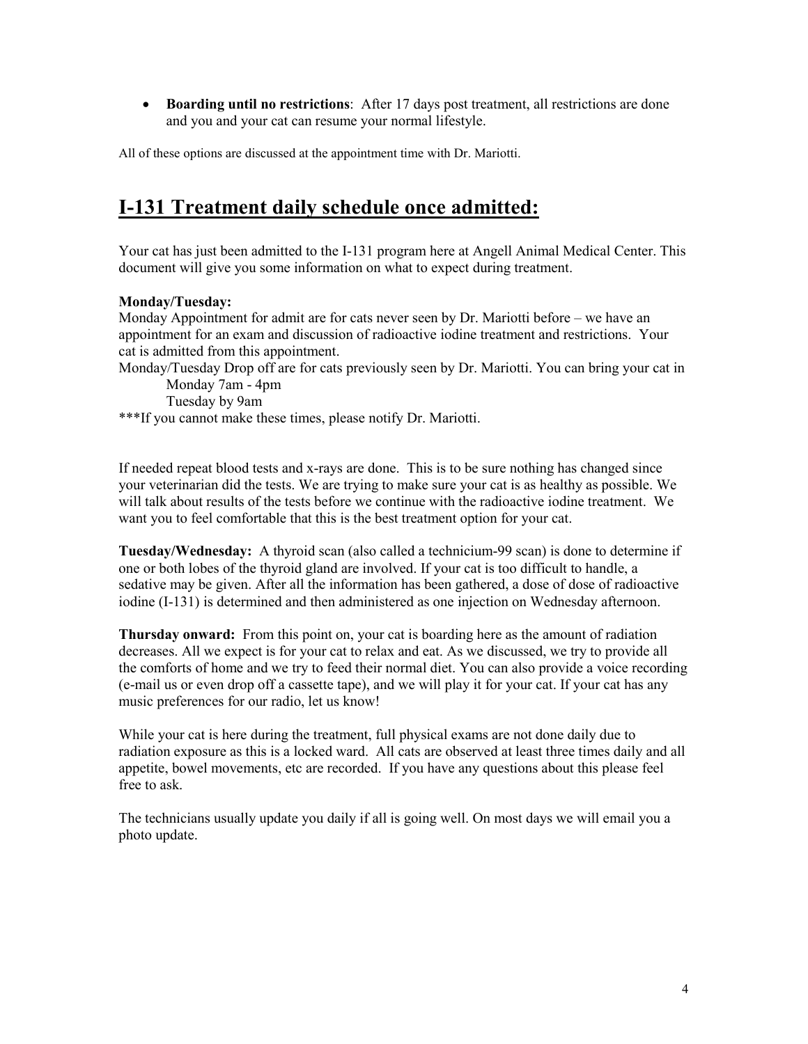- **Boarding until no restrictions**: After 17 days post treatment, all restrictions are done and you and your cat can resume your normal lifestyle.

All of these options are discussed at the appointment time with Dr. Mariotti.

## I-131 Treatment daily schedule once admitted:

Your cat has just been admitted to the I-131 program here at Angell Animal Medical Center. This document will give you some information on what to expect during treatment.

**Monday/Tuesday:**

Monday Appointment for admit are for cats never seen by Dr. Mariotti before – we have an appointment for an exam and discussion of radioactive iodine treatment and restrictions. Your cat is admitted from this appointment.

Monday/Tuesday Drop off are for cats previously seen by Dr. Mariotti. You can bring your cat in

Monday 7am - 4pm

Tuesday by 9am

***If you cannot make these times, please notify Dr. Mariotti.

If needed repeat blood tests and x-rays are done. This is to be sure nothing has changed since your veterinarian did the tests. We are trying to make sure your cat is as healthy as possible. We will talk about results of the tests before we continue with the radioactive iodine treatment. We want you to feel comfortable that this is the best treatment option for your cat.

**Tuesday/Wednesday:** A thyroid scan (also called a technicium-99 scan) is done to determine if one or both lobes of the thyroid gland are involved. If your cat is too difficult to handle, a sedative may be given. After all the information has been gathered, a dose of dose of radioactive iodine (I-131) is determined and then administered as one injection on Wednesday afternoon.

**Thursday onward:** From this point on, your cat is boarding here as the amount of radiation decreases. All we expect is for your cat to relax and eat. As we discussed, we try to provide all the comforts of home and we try to feed their normal diet. You can also provide a voice recording (e-mail us or even drop off a cassette tape), and we will play it for your cat. If your cat has any music preferences for our radio, let us know!

While your cat is here during the treatment, full physical exams are not done daily due to radiation exposure as this is a locked ward. All cats are observed at least three times daily and all appetite, bowel movements, etc are recorded. If you have any questions about this please feel free to ask.

The technicians usually update you daily if all is going well. On most days we will email you a photo update.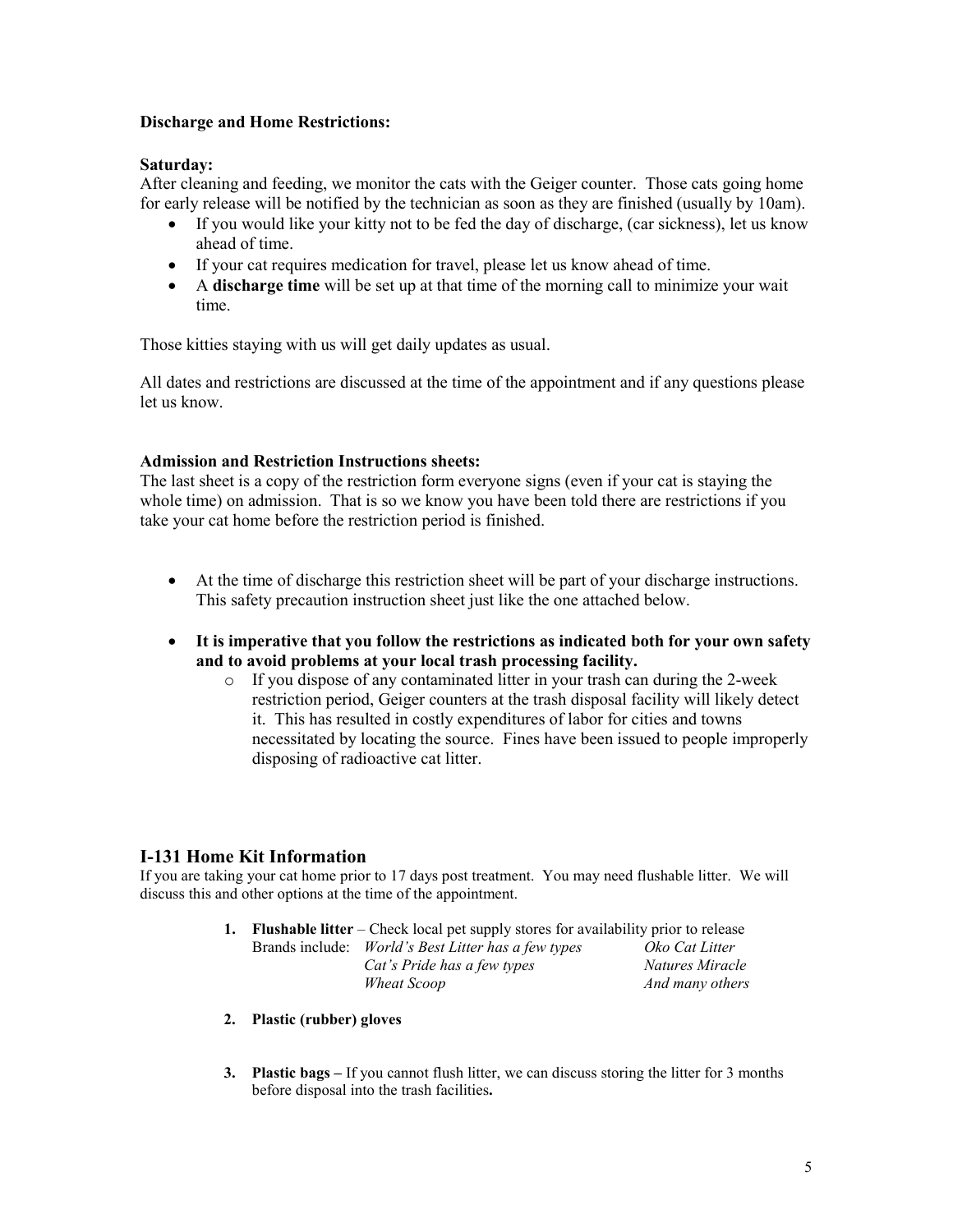**Discharge and Home Restrictions:**

**Saturday:**
After cleaning and feeding, we monitor the cats with the Geiger counter. Those cats going home for early release will be notified by the technician as soon as they are finished (usually by 10am).

- If you would like your kitty not to be fed the day of discharge, (car sickness), let us know ahead of time.
- If your cat requires medication for travel, please let us know ahead of time.
- A **discharge time** will be set up at that time of the morning call to minimize your wait time.

Those kitties staying with us will get daily updates as usual.

All dates and restrictions are discussed at the time of the appointment and if any questions please let us know.

**Admission and Restriction Instructions sheets:**
The last sheet is a copy of the restriction form everyone signs (even if your cat is staying the whole time) on admission. That is so we know you have been told there are restrictions if you take your cat home before the restriction period is finished.

- At the time of discharge this restriction sheet will be part of your discharge instructions. This safety precaution instruction sheet just like the one attached below.
- **It is imperative that you follow the restrictions as indicated both for your own safety and to avoid problems at your local trash processing facility.**
  - If you dispose of any contaminated litter in your trash can during the 2-week restriction period, Geiger counters at the trash disposal facility will likely detect it. This has resulted in costly expenditures of labor for cities and towns necessitated by locating the source. Fines have been issued to people improperly disposing of radioactive cat litter.

## I-131 Home Kit Information

If you are taking your cat home prior to 17 days post treatment. You may need flushable litter. We will discuss this and other options at the time of the appointment.

1. **Flushable litter** – Check local pet supply stores for availability prior to release
   Brands include: *World's Best Litter has a few types* — *Oko Cat Litter*
   *Cat's Pride has a few types* — *Natures Miracle*
   *Wheat Scoop* — *And many others*
2. **Plastic (rubber) gloves**
3. **Plastic bags –** If you cannot flush litter, we can discuss storing the litter for 3 months before disposal into the trash facilities**.**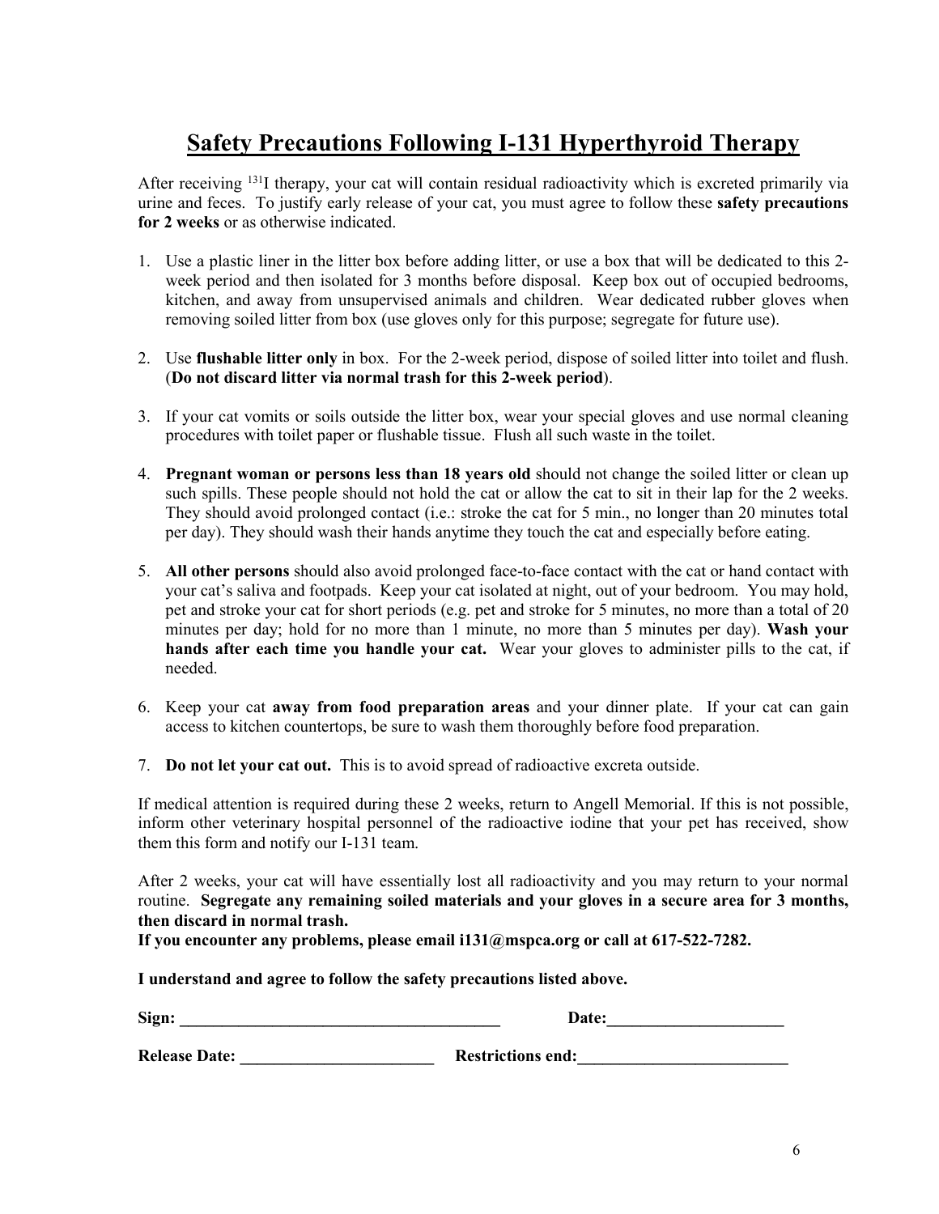# Safety Precautions Following I-131 Hyperthyroid Therapy

After receiving $^{131}$I therapy, your cat will contain residual radioactivity which is excreted primarily via urine and feces. To justify early release of your cat, you must agree to follow these **safety precautions for 2 weeks** or as otherwise indicated.

1. Use a plastic liner in the litter box before adding litter, or use a box that will be dedicated to this 2-week period and then isolated for 3 months before disposal. Keep box out of occupied bedrooms, kitchen, and away from unsupervised animals and children. Wear dedicated rubber gloves when removing soiled litter from box (use gloves only for this purpose; segregate for future use).

2. Use **flushable litter only** in box. For the 2-week period, dispose of soiled litter into toilet and flush. (**Do not discard litter via normal trash for this 2-week period**).

3. If your cat vomits or soils outside the litter box, wear your special gloves and use normal cleaning procedures with toilet paper or flushable tissue. Flush all such waste in the toilet.

4. **Pregnant woman or persons less than 18 years old** should not change the soiled litter or clean up such spills. These people should not hold the cat or allow the cat to sit in their lap for the 2 weeks. They should avoid prolonged contact (i.e.: stroke the cat for 5 min., no longer than 20 minutes total per day). They should wash their hands anytime they touch the cat and especially before eating.

5. **All other persons** should also avoid prolonged face-to-face contact with the cat or hand contact with your cat's saliva and footpads. Keep your cat isolated at night, out of your bedroom. You may hold, pet and stroke your cat for short periods (e.g. pet and stroke for 5 minutes, no more than a total of 20 minutes per day; hold for no more than 1 minute, no more than 5 minutes per day). **Wash your hands after each time you handle your cat.** Wear your gloves to administer pills to the cat, if needed.

6. Keep your cat **away from food preparation areas** and your dinner plate. If your cat can gain access to kitchen countertops, be sure to wash them thoroughly before food preparation.

7. **Do not let your cat out.** This is to avoid spread of radioactive excreta outside.

If medical attention is required during these 2 weeks, return to Angell Memorial. If this is not possible, inform other veterinary hospital personnel of the radioactive iodine that your pet has received, show them this form and notify our I-131 team.

After 2 weeks, your cat will have essentially lost all radioactivity and you may return to your normal routine. **Segregate any remaining soiled materials and your gloves in a secure area for 3 months, then discard in normal trash.**

**If you encounter any problems, please email i131@mspca.org or call at 617-522-7282.**

**I understand and agree to follow the safety precautions listed above.**

**Sign:** _______________________________________ **Date:**_____________________

**Release Date:** _______________________ **Restrictions end:**_________________________